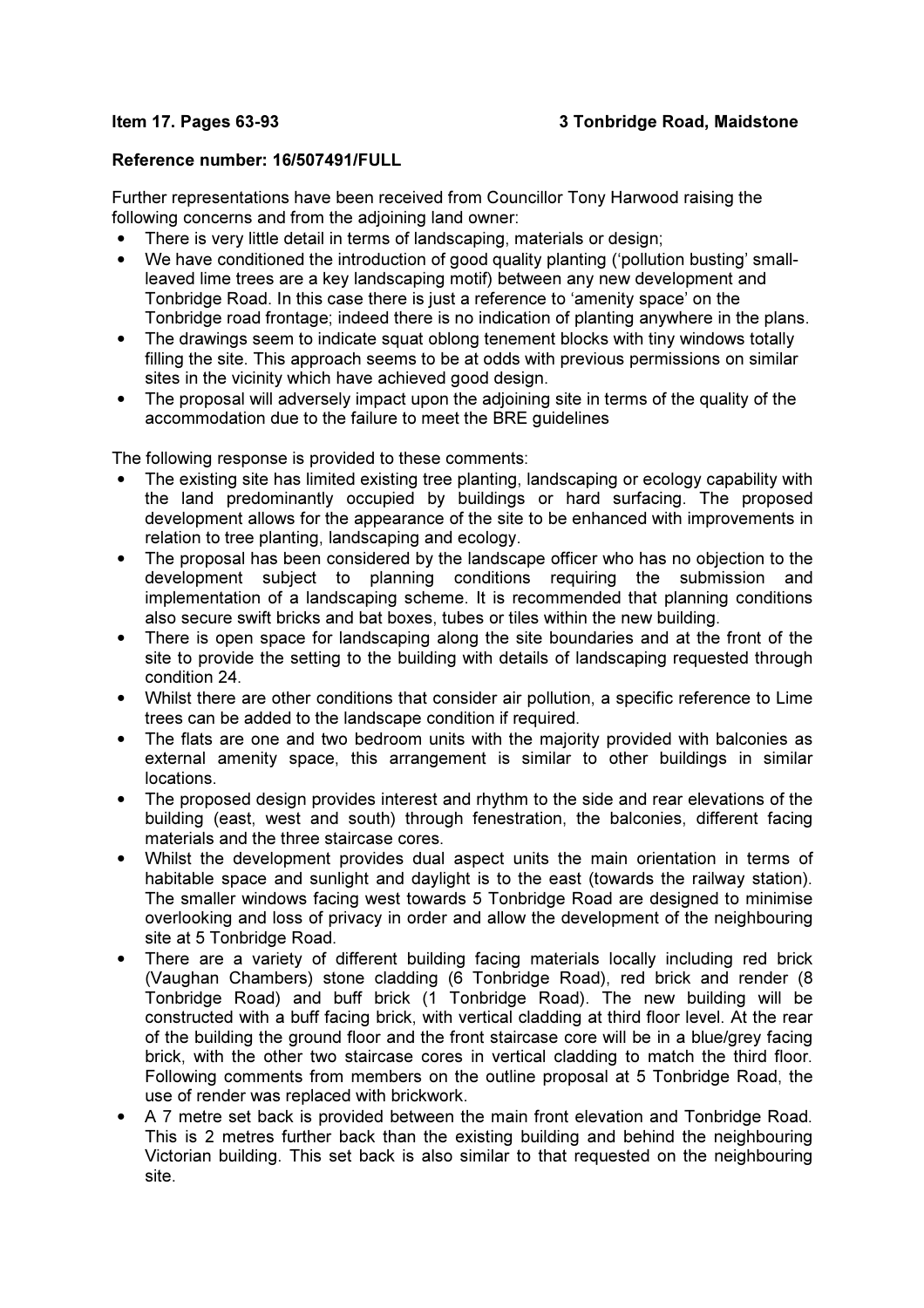**Item 17. Pages 63-93 3 Tonbridge Road, Maidstone**

**Reference number: 16/507491/FULL**

Further representations have been received from Councillor Tony Harwood raising the following concerns and from the adjoining land owner:

- There is very little detail in terms of landscaping, materials or design;
- We have conditioned the introduction of good quality planting ('pollution busting' small-leaved lime trees are a key landscaping motif) between any new development and Tonbridge Road. In this case there is just a reference to 'amenity space' on the Tonbridge road frontage; indeed there is no indication of planting anywhere in the plans.
- The drawings seem to indicate squat oblong tenement blocks with tiny windows totally filling the site. This approach seems to be at odds with previous permissions on similar sites in the vicinity which have achieved good design.
- The proposal will adversely impact upon the adjoining site in terms of the quality of the accommodation due to the failure to meet the BRE guidelines

The following response is provided to these comments:

- The existing site has limited existing tree planting, landscaping or ecology capability with the land predominantly occupied by buildings or hard surfacing. The proposed development allows for the appearance of the site to be enhanced with improvements in relation to tree planting, landscaping and ecology.
- The proposal has been considered by the landscape officer who has no objection to the development subject to planning conditions requiring the submission and implementation of a landscaping scheme. It is recommended that planning conditions also secure swift bricks and bat boxes, tubes or tiles within the new building.
- There is open space for landscaping along the site boundaries and at the front of the site to provide the setting to the building with details of landscaping requested through condition 24.
- Whilst there are other conditions that consider air pollution, a specific reference to Lime trees can be added to the landscape condition if required.
- The flats are one and two bedroom units with the majority provided with balconies as external amenity space, this arrangement is similar to other buildings in similar locations.
- The proposed design provides interest and rhythm to the side and rear elevations of the building (east, west and south) through fenestration, the balconies, different facing materials and the three staircase cores.
- Whilst the development provides dual aspect units the main orientation in terms of habitable space and sunlight and daylight is to the east (towards the railway station). The smaller windows facing west towards 5 Tonbridge Road are designed to minimise overlooking and loss of privacy in order and allow the development of the neighbouring site at 5 Tonbridge Road.
- There are a variety of different building facing materials locally including red brick (Vaughan Chambers) stone cladding (6 Tonbridge Road), red brick and render (8 Tonbridge Road) and buff brick (1 Tonbridge Road). The new building will be constructed with a buff facing brick, with vertical cladding at third floor level. At the rear of the building the ground floor and the front staircase core will be in a blue/grey facing brick, with the other two staircase cores in vertical cladding to match the third floor. Following comments from members on the outline proposal at 5 Tonbridge Road, the use of render was replaced with brickwork.
- A 7 metre set back is provided between the main front elevation and Tonbridge Road. This is 2 metres further back than the existing building and behind the neighbouring Victorian building. This set back is also similar to that requested on the neighbouring site.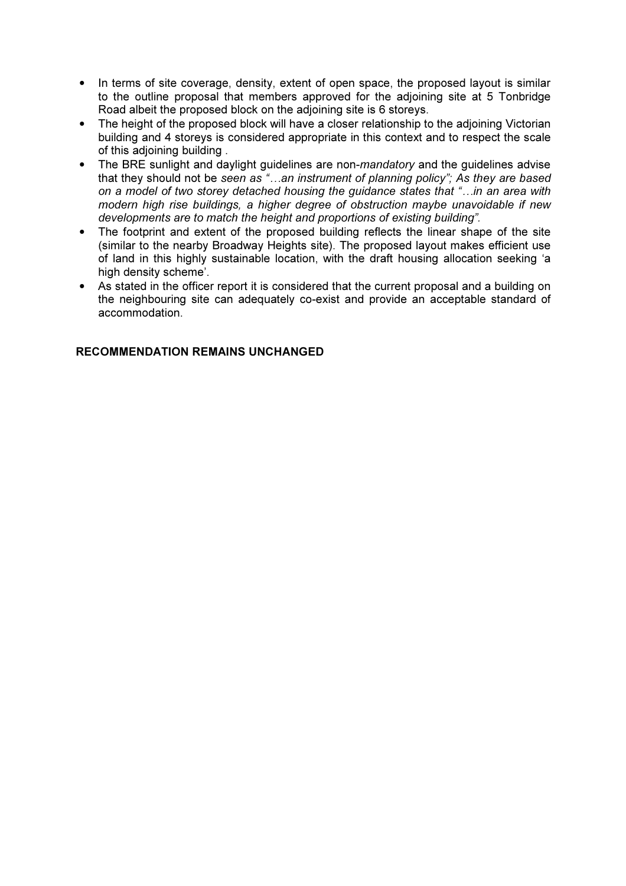- In terms of site coverage, density, extent of open space, the proposed layout is similar to the outline proposal that members approved for the adjoining site at 5 Tonbridge Road albeit the proposed block on the adjoining site is 6 storeys.
- The height of the proposed block will have a closer relationship to the adjoining Victorian building and 4 storeys is considered appropriate in this context and to respect the scale of this adjoining building .
- The BRE sunlight and daylight guidelines are non-*mandatory* and the guidelines advise that they should not be *seen as "…an instrument of planning policy"; As they are based on a model of two storey detached housing the guidance states that "…in an area with modern high rise buildings, a higher degree of obstruction maybe unavoidable if new developments are to match the height and proportions of existing building".*
- The footprint and extent of the proposed building reflects the linear shape of the site (similar to the nearby Broadway Heights site). The proposed layout makes efficient use of land in this highly sustainable location, with the draft housing allocation seeking 'a high density scheme'.
- As stated in the officer report it is considered that the current proposal and a building on the neighbouring site can adequately co-exist and provide an acceptable standard of accommodation.

**RECOMMENDATION REMAINS UNCHANGED**